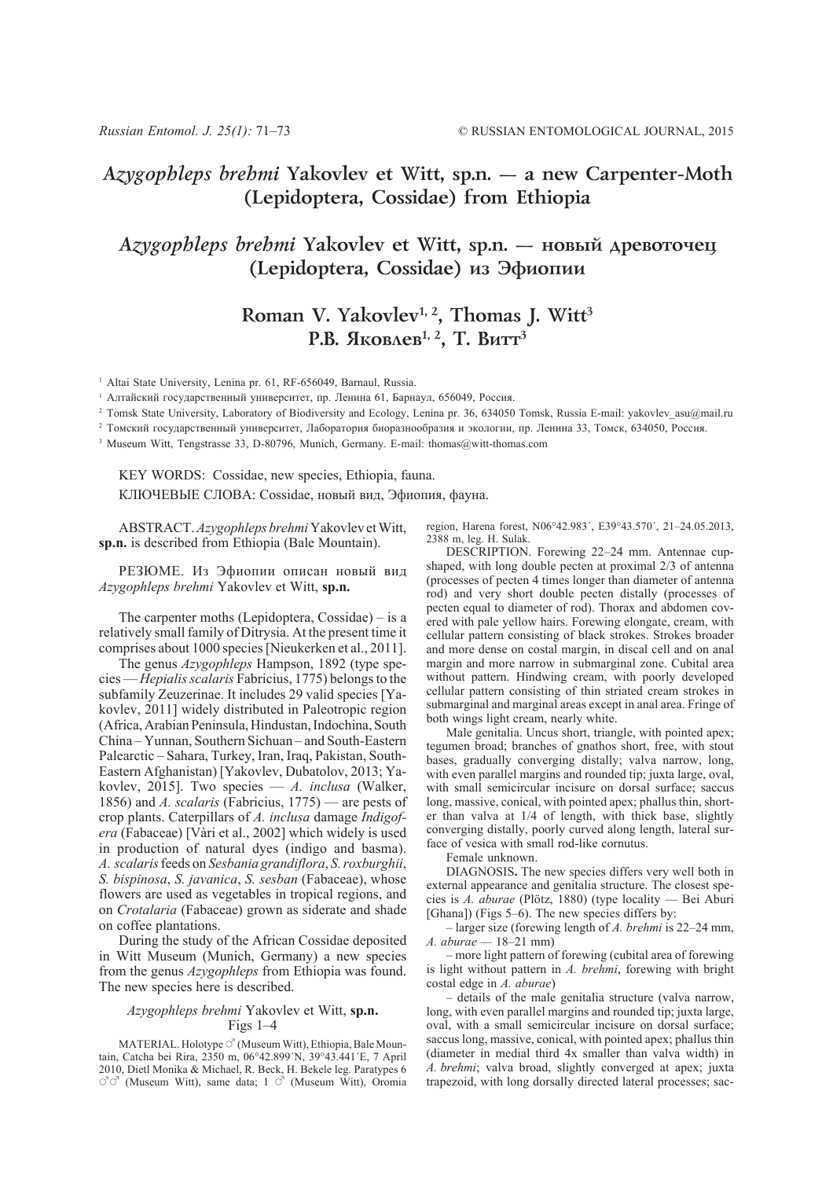# *Azygophleps brehmi* Yakovlev et Witt, sp.n. — a new Carpenter-Moth (Lepidoptera, Cossidae) from Ethiopia

# *Azygophleps brehmi* Yakovlev et Witt, sp.n. — новый древоточец (Lepidoptera, Cossidae) из Эфиопии

## Roman V. Yakovlev[1, 2], Thomas J. Witt[3]
## Р.В. Яковлев[1, 2], Т. Витт[3]

[1] Altai State University, Lenina pr. 61, RF-656049, Barnaul, Russia.

[1] Алтайский государственный университет, пр. Ленина 61, Барнаул, 656049, Россия.

[2] Tomsk State University, Laboratory of Biodiversity and Ecology, Lenina pr. 36, 634050 Tomsk, Russia E-mail: yakovlev_asu@mail.ru

[2] Томский государственный университет, Лаборатория биоразнообразия и экологии, пр. Ленина 33, Томск, 634050, Россия.

[3] Museum Witt, Tengstrasse 33, D-80796, Munich, Germany. E-mail: thomas@witt-thomas.com

KEY WORDS: Cossidae, new species, Ethiopia, fauna.

КЛЮЧЕВЫЕ СЛОВА: Cossidae, новый вид, Эфиопия, фауна.

ABSTRACT. *Azygophleps brehmi* Yakovlev et Witt, **sp.n.** is described from Ethiopia (Bale Mountain).

РЕЗЮМЕ. Из Эфиопии описан новый вид *Azygophleps brehmi* Yakovlev et Witt, **sp.n.**

The carpenter moths (Lepidoptera, Cossidae) – is a relatively small family of Ditrysia. At the present time it comprises about 1000 species [Nieukerken et al., 2011].

The genus *Azygophleps* Hampson, 1892 (type species — *Hepialis scalaris* Fabricius, 1775) belongs to the subfamily Zeuzerinae. It includes 29 valid species [Yakovlev, 2011] widely distributed in Paleotropic region (Africa, Arabian Peninsula, Hindustan, Indochina, South China – Yunnan, Southern Sichuan – and South-Eastern Palearctic – Sahara, Turkey, Iran, Iraq, Pakistan, South-Eastern Afghanistan) [Yakovlev, Dubatolov, 2013; Yakovlev, 2015]. Two species — *A. inclusa* (Walker, 1856) and *A. scalaris* (Fabricius, 1775) — are pests of crop plants. Caterpillars of *A. inclusa* damage *Indigofera* (Fabaceae) [Vàri et al., 2002] which widely is used in production of natural dyes (indigo and basma). *A. scalaris* feeds on *Sesbania grandiflora*, *S. roxburghii*, *S. bispinosa*, *S. javanica*, *S. sesban* (Fabaceae), whose flowers are used as vegetables in tropical regions, and on *Crotalaria* (Fabaceae) grown as siderate and shade on coffee plantations.

During the study of the African Cossidae deposited in Witt Museum (Munich, Germany) a new species from the genus *Azygophleps* from Ethiopia was found. The new species here is described.

### *Azygophleps brehmi* Yakovlev et Witt, sp.n.
Figs 1–4

MATERIAL. Holotype ♂ (Museum Witt), Ethiopia, Bale Mountain, Catcha bei Rira, 2350 m, 06°42.899´N, 39°43.441´E, 7 April 2010, Dietl Monika & Michael, R. Beck, H. Bekele leg. Paratypes 6 ♂♂ (Museum Witt), same data; 1 ♂ (Museum Witt), Oromia region, Harena forest, N06°42.983´, E39°43.570´, 21–24.05.2013, 2388 m, leg. H. Sulak.

DESCRIPTION. Forewing 22–24 mm. Antennae cup-shaped, with long double pecten at proximal 2/3 of antenna (processes of pecten 4 times longer than diameter of antenna rod) and very short double pecten distally (processes of pecten equal to diameter of rod). Thorax and abdomen covered with pale yellow hairs. Forewing elongate, cream, with cellular pattern consisting of black strokes. Strokes broader and more dense on costal margin, in discal cell and on anal margin and more narrow in submarginal zone. Cubital area without pattern. Hindwing cream, with poorly developed cellular pattern consisting of thin striated cream strokes in submarginal and marginal areas except in anal area. Fringe of both wings light cream, nearly white.

Male genitalia. Uncus short, triangle, with pointed apex; tegumen broad; branches of gnathos short, free, with stout bases, gradually converging distally; valva narrow, long, with even parallel margins and rounded tip; juxta large, oval, with small semicircular incisure on dorsal surface; saccus long, massive, conical, with pointed apex; phallus thin, shorter than valva at 1/4 of length, with thick base, slightly converging distally, poorly curved along length, lateral surface of vesica with small rod-like cornutus.

Female unknown.

DIAGNOSIS**.** The new species differs very well both in external appearance and genitalia structure. The closest species is *A. aburae* (Plötz, 1880) (type locality — Bei Aburi [Ghana]) (Figs 5–6). The new species differs by:

– larger size (forewing length of *A. brehmi* is 22–24 mm, *A. aburae* — 18–21 mm)

– more light pattern of forewing (cubital area of forewing is light without pattern in *A. brehmi*, forewing with bright costal edge in *A. aburae*)

– details of the male genitalia structure (valva narrow, long, with even parallel margins and rounded tip; juxta large, oval, with a small semicircular incisure on dorsal surface; saccus long, massive, conical, with pointed apex; phallus thin (diameter in medial third 4x smaller than valva width) in *A. brehmi*; valva broad, slightly converged at apex; juxta trapezoid, with long dorsally directed lateral processes; sac-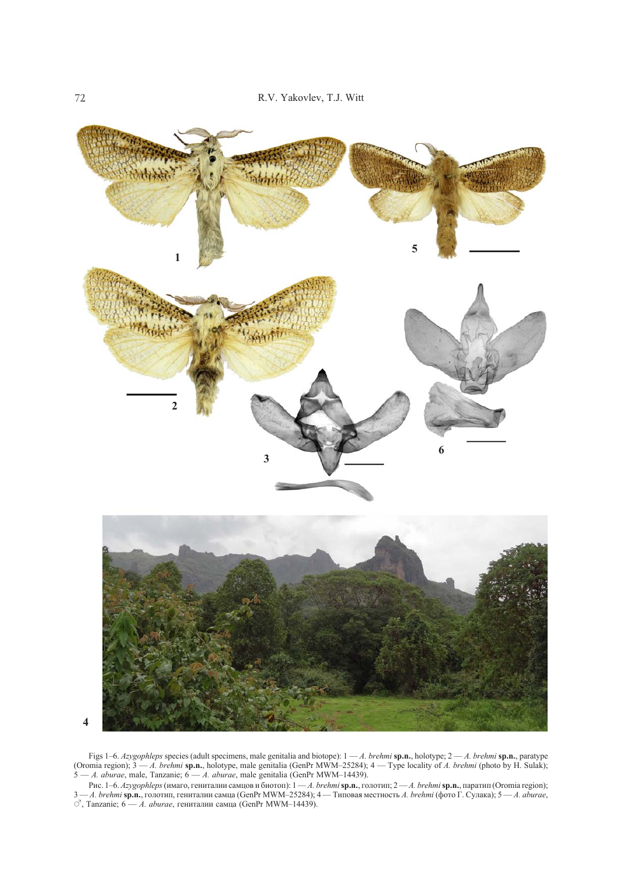Figs 1–6. *Azygophleps* species (adult specimens, male genitalia and biotope): 1 — *A. brehmi* **sp.n.**, holotype; 2 — *A. brehmi* **sp.n.**, paratype (Oromia region); 3 — *A. brehmi* **sp.n.**, holotype, male genitalia (GenPr MWM–25284); 4 — Type locality of *A. brehmi* (photo by H. Sulak); 5 — *A. aburae*, male, Tanzanie; 6 — *A. aburae*, male genitalia (GenPr MWM–14439).

Рис. 1–6. *Azygophleps* (имаго, гениталии самцов и биотоп): 1 — *A. brehmi* **sp.n.**, голотип; 2 — *A. brehmi* **sp.n.**, паратип (Oromia region); 3 — *A. brehmi* **sp.n.**, голотип, гениталии самца (GenPr MWM–25284); 4 — Типовая местность *A. brehmi* (фото Г. Сулака); 5 — *A. aburae*, ♂, Tanzanie; 6 — *A. aburae*, гениталии самца (GenPr MWM–14439).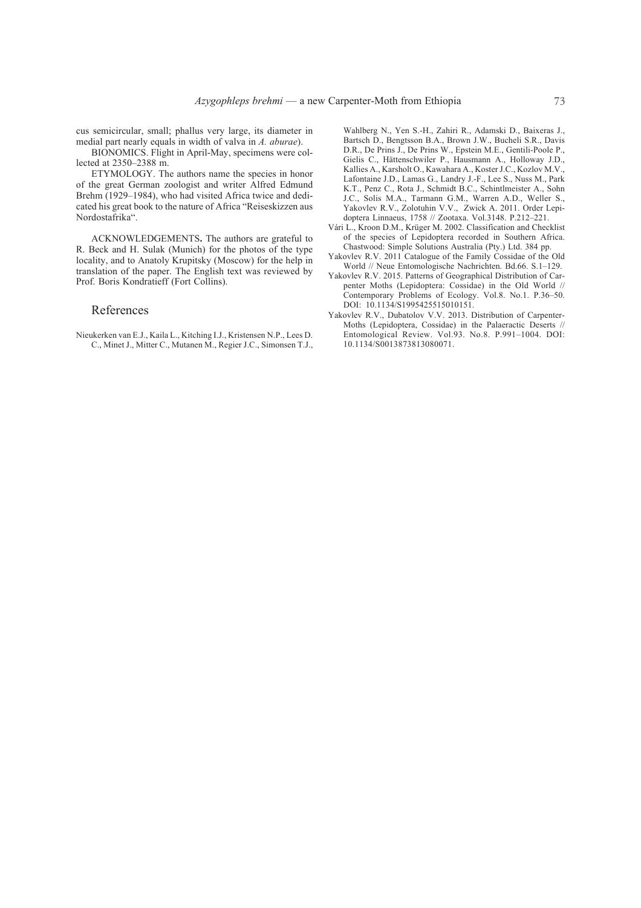cus semicircular, small; phallus very large, its diameter in medial part nearly equals in width of valva in *A. aburae*).

BIONOMICS. Flight in April-May, specimens were collected at 2350–2388 m.

ETYMOLOGY. The authors name the species in honor of the great German zoologist and writer Alfred Edmund Brehm (1929–1984), who had visited Africa twice and dedicated his great book to the nature of Africa "Reiseskizzen aus Nordostafrika".

ACKNOWLEDGEMENTS**.** The authors are grateful to R. Beck and H. Sulak (Munich) for the photos of the type locality, and to Anatoly Krupitsky (Moscow) for the help in translation of the paper. The English text was reviewed by Prof. Boris Kondratieff (Fort Collins).

## References

Nieukerken van E.J., Kaila L., Kitching I.J., Kristensen N.P., Lees D. C., Minet J., Mitter C., Mutanen M., Regier J.C., Simonsen T.J., Wahlberg N., Yen S.-H., Zahiri R., Adamski D., Baixeras J., Bartsch D., Bengtsson B.A., Brown J.W., Bucheli S.R., Davis D.R., De Prins J., De Prins W., Epstein M.E., Gentili-Poole P., Gielis C., Hättenschwiler P., Hausmann A., Holloway J.D., Kallies A., Karsholt O., Kawahara A., Koster J.C., Kozlov M.V., Lafontaine J.D., Lamas G., Landry J.-F., Lee S., Nuss M., Park K.T., Penz C., Rota J., Schmidt B.C., Schintlmeister A., Sohn J.C., Solis M.A., Tarmann G.M., Warren A.D., Weller S., Yakovlev R.V., Zolotuhin V.V., Zwick A. 2011. Order Lepidoptera Linnaeus, 1758 // Zootaxa. Vol.3148. P.212–221.

Vári L., Kroon D.M., Krüger M. 2002. Classification and Checklist of the species of Lepidoptera recorded in Southern Africa. Chastwood: Simple Solutions Australia (Pty.) Ltd. 384 pp.

Yakovlev R.V. 2011 Catalogue of the Family Cossidae of the Old World // Neue Entomologische Nachrichten. Bd.66. S.1–129.

Yakovlev R.V. 2015. Patterns of Geographical Distribution of Carpenter Moths (Lepidoptera: Cossidae) in the Old World // Contemporary Problems of Ecology. Vol.8. No.1. P.36–50. DOI: 10.1134/S1995425515010151.

Yakovlev R.V., Dubatolov V.V. 2013. Distribution of Carpenter-Moths (Lepidoptera, Cossidae) in the Palaeractic Deserts // Entomological Review. Vol.93. No.8. P.991–1004. DOI: 10.1134/S0013873813080071.